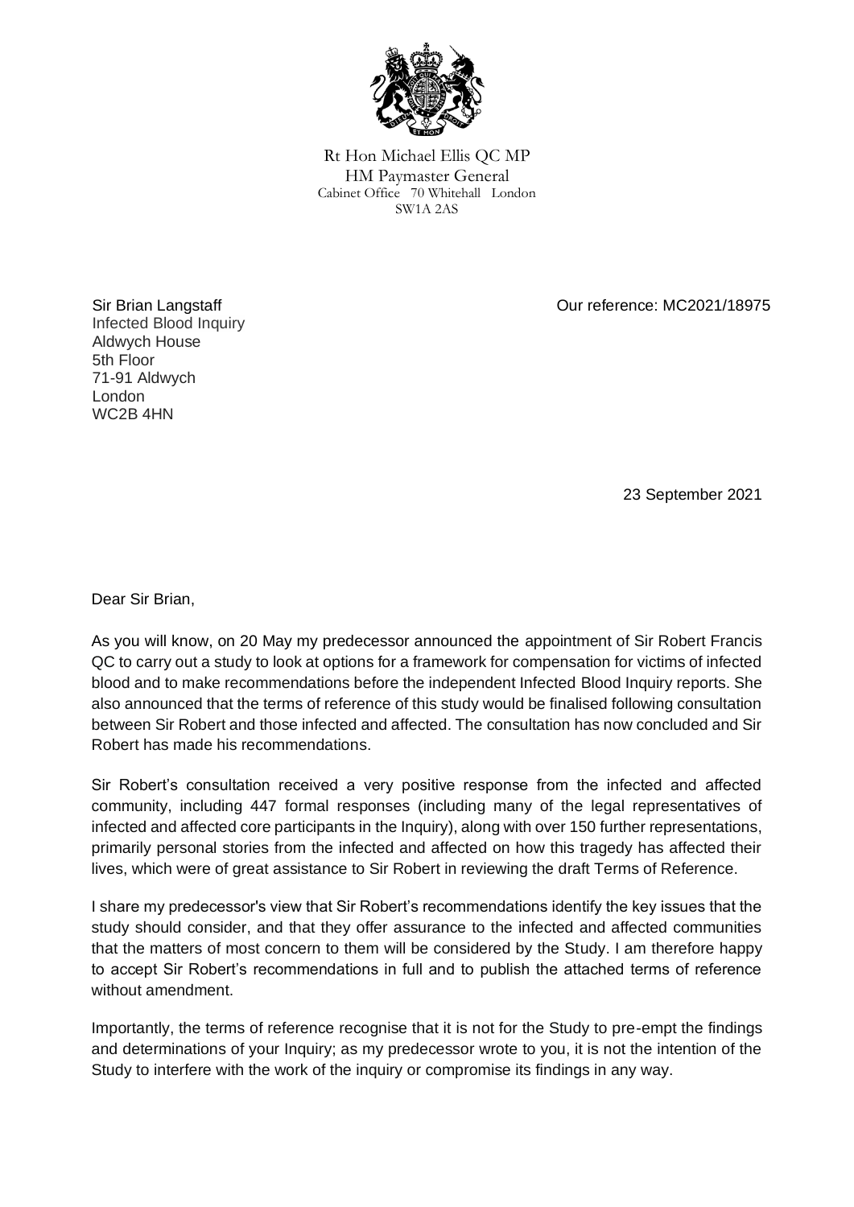Rt Hon Michael Ellis QC MP
HM Paymaster General
Cabinet Office 70 Whitehall London
SW1A 2AS

Sir Brian Langstaff
Infected Blood Inquiry
Aldwych House
5th Floor
71-91 Aldwych
London
WC2B 4HN

Our reference: MC2021/18975

23 September 2021

Dear Sir Brian,

As you will know, on 20 May my predecessor announced the appointment of Sir Robert Francis QC to carry out a study to look at options for a framework for compensation for victims of infected blood and to make recommendations before the independent Infected Blood Inquiry reports. She also announced that the terms of reference of this study would be finalised following consultation between Sir Robert and those infected and affected. The consultation has now concluded and Sir Robert has made his recommendations.

Sir Robert's consultation received a very positive response from the infected and affected community, including 447 formal responses (including many of the legal representatives of infected and affected core participants in the Inquiry), along with over 150 further representations, primarily personal stories from the infected and affected on how this tragedy has affected their lives, which were of great assistance to Sir Robert in reviewing the draft Terms of Reference.

I share my predecessor's view that Sir Robert's recommendations identify the key issues that the study should consider, and that they offer assurance to the infected and affected communities that the matters of most concern to them will be considered by the Study. I am therefore happy to accept Sir Robert's recommendations in full and to publish the attached terms of reference without amendment.

Importantly, the terms of reference recognise that it is not for the Study to pre-empt the findings and determinations of your Inquiry; as my predecessor wrote to you, it is not the intention of the Study to interfere with the work of the inquiry or compromise its findings in any way.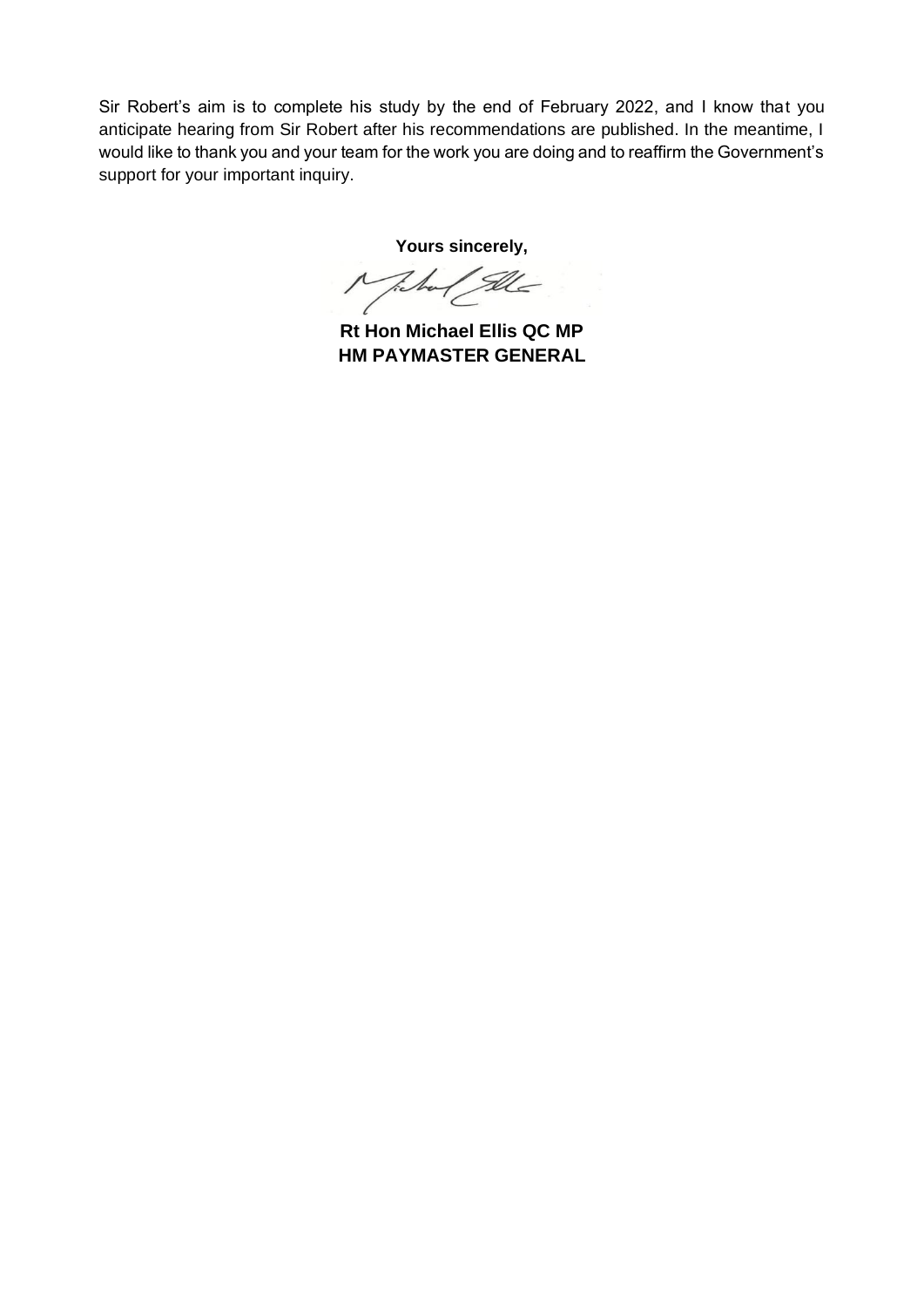Sir Robert's aim is to complete his study by the end of February 2022, and I know that you anticipate hearing from Sir Robert after his recommendations are published. In the meantime, I would like to thank you and your team for the work you are doing and to reaffirm the Government's support for your important inquiry.

**Yours sincerely,**

**Rt Hon Michael Ellis QC MP**
**HM PAYMASTER GENERAL**